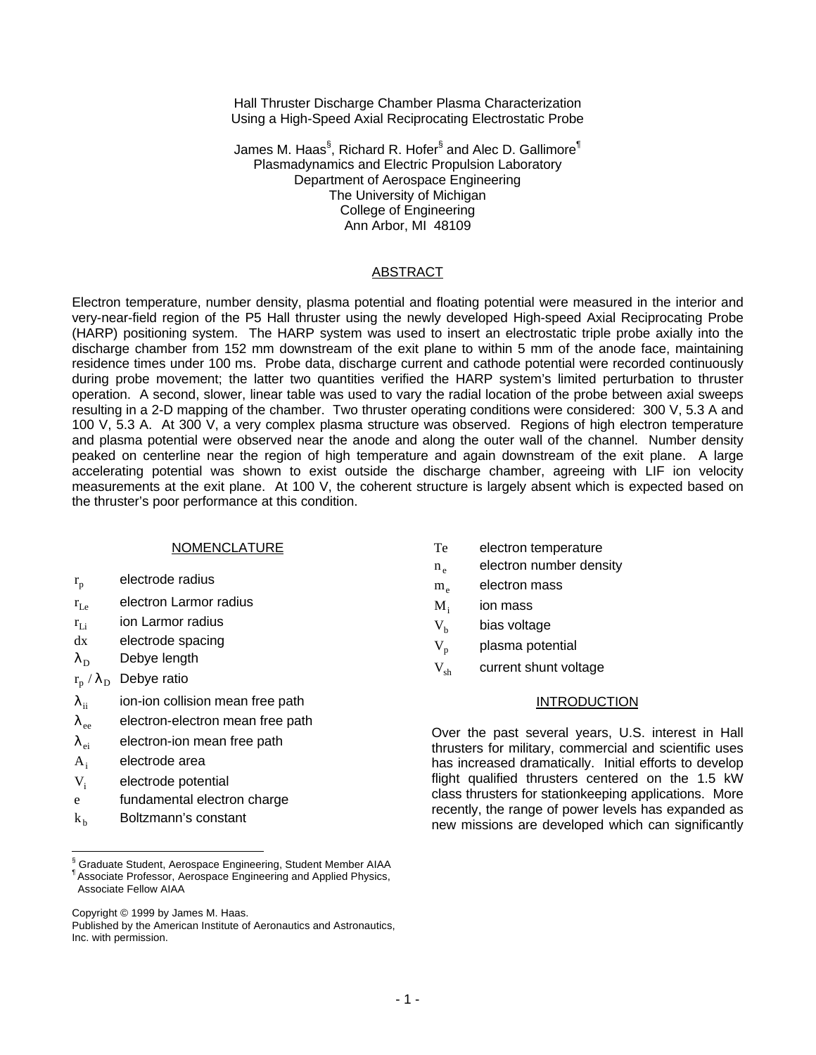# Hall Thruster Discharge Chamber Plasma Characterization Using a High-Speed Axial Reciprocating Electrostatic Probe

James M. Haas[§], Richard R. Hofer[§] and Alec D. Gallimore[¶]
Plasmadynamics and Electric Propulsion Laboratory
Department of Aerospace Engineering
The University of Michigan
College of Engineering
Ann Arbor, MI 48109

## ABSTRACT

Electron temperature, number density, plasma potential and floating potential were measured in the interior and very-near-field region of the P5 Hall thruster using the newly developed High-speed Axial Reciprocating Probe (HARP) positioning system. The HARP system was used to insert an electrostatic triple probe axially into the discharge chamber from 152 mm downstream of the exit plane to within 5 mm of the anode face, maintaining residence times under 100 ms. Probe data, discharge current and cathode potential were recorded continuously during probe movement; the latter two quantities verified the HARP system's limited perturbation to thruster operation. A second, slower, linear table was used to vary the radial location of the probe between axial sweeps resulting in a 2-D mapping of the chamber. Two thruster operating conditions were considered: 300 V, 5.3 A and 100 V, 5.3 A. At 300 V, a very complex plasma structure was observed. Regions of high electron temperature and plasma potential were observed near the anode and along the outer wall of the channel. Number density peaked on centerline near the region of high temperature and again downstream of the exit plane. A large accelerating potential was shown to exist outside the discharge chamber, agreeing with LIF ion velocity measurements at the exit plane. At 100 V, the coherent structure is largely absent which is expected based on the thruster's poor performance at this condition.

## NOMENCLATURE

| | |
|---|---|
| $r_p$ | electrode radius |
| $r_{Le}$ | electron Larmor radius |
| $r_{Li}$ | ion Larmor radius |
| $dx$ | electrode spacing |
| $\lambda_D$ | Debye length |
| $r_p / \lambda_D$ | Debye ratio |
| $\lambda_{ii}$ | ion-ion collision mean free path |
| $\lambda_{ee}$ | electron-electron mean free path |
| $\lambda_{ei}$ | electron-ion mean free path |
| $A_i$ | electrode area |
| $V_i$ | electrode potential |
| $e$ | fundamental electron charge |
| $k_b$ | Boltzmann's constant |
| $Te$ | electron temperature |
| $n_e$ | electron number density |
| $m_e$ | electron mass |
| $M_i$ | ion mass |
| $V_b$ | bias voltage |
| $V_p$ | plasma potential |
| $V_{sh}$ | current shunt voltage |

## INTRODUCTION

Over the past several years, U.S. interest in Hall thrusters for military, commercial and scientific uses has increased dramatically. Initial efforts to develop flight qualified thrusters centered on the 1.5 kW class thrusters for stationkeeping applications. More recently, the range of power levels has expanded as new missions are developed which can significantly

---

[§] Graduate Student, Aerospace Engineering, Student Member AIAA
[¶] Associate Professor, Aerospace Engineering and Applied Physics, Associate Fellow AIAA

Copyright © 1999 by James M. Haas.
Published by the American Institute of Aeronautics and Astronautics, Inc. with permission.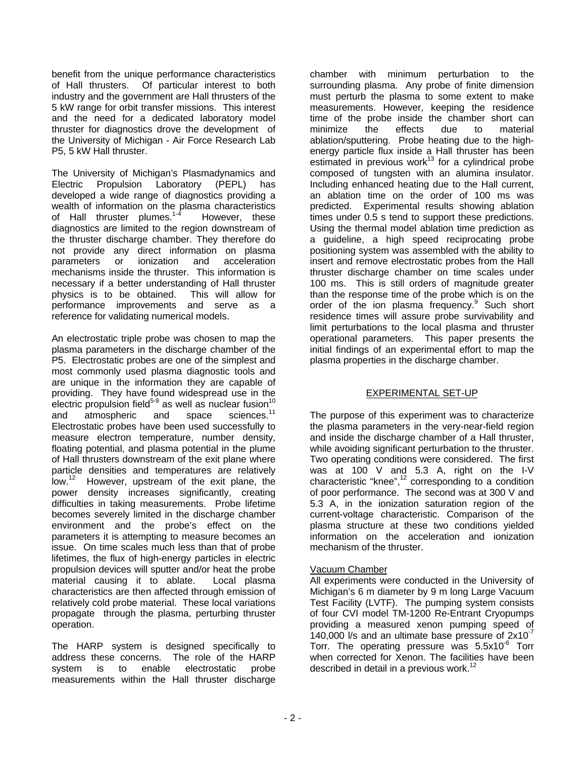benefit from the unique performance characteristics of Hall thrusters. Of particular interest to both industry and the government are Hall thrusters of the 5 kW range for orbit transfer missions. This interest and the need for a dedicated laboratory model thruster for diagnostics drove the development of the University of Michigan - Air Force Research Lab P5, 5 kW Hall thruster.

The University of Michigan's Plasmadynamics and Electric Propulsion Laboratory (PEPL) has developed a wide range of diagnostics providing a wealth of information on the plasma characteristics of Hall thruster plumes.[1-4] However, these diagnostics are limited to the region downstream of the thruster discharge chamber. They therefore do not provide any direct information on plasma parameters or ionization and acceleration mechanisms inside the thruster. This information is necessary if a better understanding of Hall thruster physics is to be obtained. This will allow for performance improvements and serve as a reference for validating numerical models.

An electrostatic triple probe was chosen to map the plasma parameters in the discharge chamber of the P5. Electrostatic probes are one of the simplest and most commonly used plasma diagnostic tools and are unique in the information they are capable of providing. They have found widespread use in the electric propulsion field[5-9] as well as nuclear fusion[10] and atmospheric and space sciences.[11] Electrostatic probes have been used successfully to measure electron temperature, number density, floating potential, and plasma potential in the plume of Hall thrusters downstream of the exit plane where particle densities and temperatures are relatively low.[12] However, upstream of the exit plane, the power density increases significantly, creating difficulties in taking measurements. Probe lifetime becomes severely limited in the discharge chamber environment and the probe's effect on the parameters it is attempting to measure becomes an issue. On time scales much less than that of probe lifetimes, the flux of high-energy particles in electric propulsion devices will sputter and/or heat the probe material causing it to ablate. Local plasma characteristics are then affected through emission of relatively cold probe material. These local variations propagate through the plasma, perturbing thruster operation.

The HARP system is designed specifically to address these concerns. The role of the HARP system is to enable electrostatic probe measurements within the Hall thruster discharge chamber with minimum perturbation to the surrounding plasma. Any probe of finite dimension must perturb the plasma to some extent to make measurements. However, keeping the residence time of the probe inside the chamber short can minimize the effects due to material ablation/sputtering. Probe heating due to the high-energy particle flux inside a Hall thruster has been estimated in previous work[13] for a cylindrical probe composed of tungsten with an alumina insulator. Including enhanced heating due to the Hall current, an ablation time on the order of 100 ms was predicted. Experimental results showing ablation times under 0.5 s tend to support these predictions. Using the thermal model ablation time prediction as a guideline, a high speed reciprocating probe positioning system was assembled with the ability to insert and remove electrostatic probes from the Hall thruster discharge chamber on time scales under 100 ms. This is still orders of magnitude greater than the response time of the probe which is on the order of the ion plasma frequency.[9] Such short residence times will assure probe survivability and limit perturbations to the local plasma and thruster operational parameters. This paper presents the initial findings of an experimental effort to map the plasma properties in the discharge chamber.

## EXPERIMENTAL SET-UP

The purpose of this experiment was to characterize the plasma parameters in the very-near-field region and inside the discharge chamber of a Hall thruster, while avoiding significant perturbation to the thruster. Two operating conditions were considered. The first was at 100 V and 5.3 A, right on the I-V characteristic "knee",[12] corresponding to a condition of poor performance. The second was at 300 V and 5.3 A, in the ionization saturation region of the current-voltage characteristic. Comparison of the plasma structure at these two conditions yielded information on the acceleration and ionization mechanism of the thruster.

### Vacuum Chamber

All experiments were conducted in the University of Michigan's 6 m diameter by 9 m long Large Vacuum Test Facility (LVTF). The pumping system consists of four CVI model TM-1200 Re-Entrant Cryopumps providing a measured xenon pumping speed of 140,000 l/s and an ultimate base pressure of $2 \times 10^{-7}$ Torr. The operating pressure was $5.5 \times 10^{-6}$ Torr when corrected for Xenon. The facilities have been described in detail in a previous work.[12]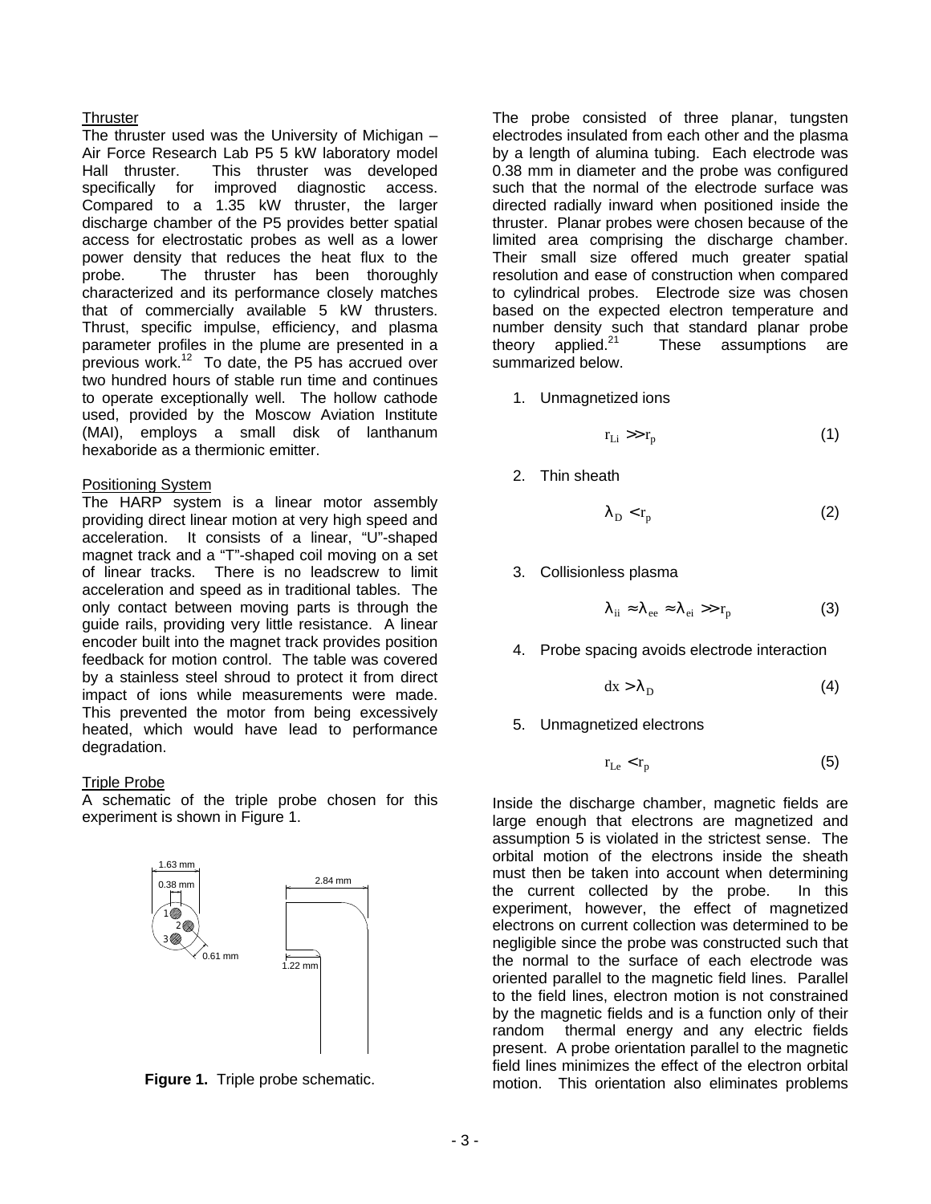### Thruster

The thruster used was the University of Michigan – Air Force Research Lab P5 5 kW laboratory model Hall thruster. This thruster was developed specifically for improved diagnostic access. Compared to a 1.35 kW thruster, the larger discharge chamber of the P5 provides better spatial access for electrostatic probes as well as a lower power density that reduces the heat flux to the probe. The thruster has been thoroughly characterized and its performance closely matches that of commercially available 5 kW thrusters. Thrust, specific impulse, efficiency, and plasma parameter profiles in the plume are presented in a previous work.[12] To date, the P5 has accrued over two hundred hours of stable run time and continues to operate exceptionally well. The hollow cathode used, provided by the Moscow Aviation Institute (MAI), employs a small disk of lanthanum hexaboride as a thermionic emitter.

### Positioning System

The HARP system is a linear motor assembly providing direct linear motion at very high speed and acceleration. It consists of a linear, "U"-shaped magnet track and a "T"-shaped coil moving on a set of linear tracks. There is no leadscrew to limit acceleration and speed as in traditional tables. The only contact between moving parts is through the guide rails, providing very little resistance. A linear encoder built into the magnet track provides position feedback for motion control. The table was covered by a stainless steel shroud to protect it from direct impact of ions while measurements were made. This prevented the motor from being excessively heated, which would have lead to performance degradation.

### Triple Probe

A schematic of the triple probe chosen for this experiment is shown in Figure 1.

**Figure 1.** Triple probe schematic.

The probe consisted of three planar, tungsten electrodes insulated from each other and the plasma by a length of alumina tubing. Each electrode was 0.38 mm in diameter and the probe was configured such that the normal of the electrode surface was directed radially inward when positioned inside the thruster. Planar probes were chosen because of the limited area comprising the discharge chamber. Their small size offered much greater spatial resolution and ease of construction when compared to cylindrical probes. Electrode size was chosen based on the expected electron temperature and number density such that standard planar probe theory applied.[21] These assumptions are summarized below.

1. Unmagnetized ions

$$r_{Li} >> r_p \tag{1}$$

2. Thin sheath

$$\lambda_D < r_p \tag{2}$$

3. Collisionless plasma

$$\lambda_{ii} \approx \lambda_{ee} \approx \lambda_{ei} >> r_p \tag{3}$$

4. Probe spacing avoids electrode interaction

$$dx > \lambda_D \tag{4}$$

5. Unmagnetized electrons

$$r_{Le} < r_p \tag{5}$$

Inside the discharge chamber, magnetic fields are large enough that electrons are magnetized and assumption 5 is violated in the strictest sense. The orbital motion of the electrons inside the sheath must then be taken into account when determining the current collected by the probe. In this experiment, however, the effect of magnetized electrons on current collection was determined to be negligible since the probe was constructed such that the normal to the surface of each electrode was oriented parallel to the magnetic field lines. Parallel to the field lines, electron motion is not constrained by the magnetic fields and is a function only of their random thermal energy and any electric fields present. A probe orientation parallel to the magnetic field lines minimizes the effect of the electron orbital motion. This orientation also eliminates problems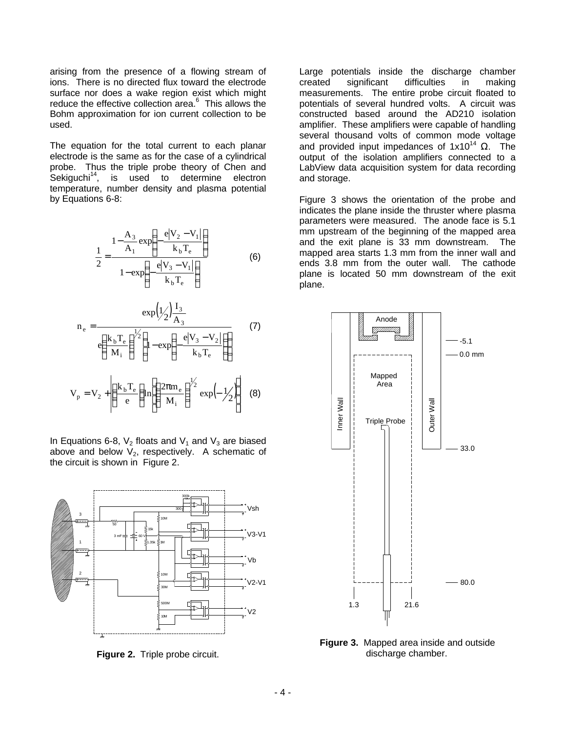arising from the presence of a flowing stream of ions. There is no directed flux toward the electrode surface nor does a wake region exist which might reduce the effective collection area.[6] This allows the Bohm approximation for ion current collection to be used.

The equation for the total current to each planar electrode is the same as for the case of a cylindrical probe. Thus the triple probe theory of Chen and Sekiguchi[14], is used to determine electron temperature, number density and plasma potential by Equations 6-8:

$$\frac{1}{2} = \frac{1 - \frac{A_3}{A_1}\exp\left(-\frac{e|V_2 - V_1|}{k_b T_e}\right)}{1 - \exp\left(-\frac{e|V_3 - V_1|}{k_b T_e}\right)} \quad (6)$$

$$n_e = \frac{\exp\left(\frac{1}{2}\right)\frac{I_3}{A_3}}{e\left(\frac{k_b T_e}{M_i}\right)^{\frac{1}{2}}\left(1 - \exp\left(-\frac{e|V_3 - V_2|}{k_b T_e}\right)\right)} \quad (7)$$

$$V_p = V_2 + \left|\left(\frac{k_b T_e}{e}\right)\ln\left(\left(\frac{2\pi m_e}{M_i}\right)^{\frac{1}{2}}\exp\left(-\frac{1}{2}\right)\right)\right| \quad (8)$$

In Equations 6-8, $V_2$ floats and $V_1$ and $V_3$ are biased above and below $V_2$, respectively. A schematic of the circuit is shown in Figure 2.

**Figure 2.** Triple probe circuit.

Large potentials inside the discharge chamber created significant difficulties in making measurements. The entire probe circuit floated to potentials of several hundred volts. A circuit was constructed based around the AD210 isolation amplifier. These amplifiers were capable of handling several thousand volts of common mode voltage and provided input impedances of $1\times10^{14}$ Ω. The output of the isolation amplifiers connected to a LabView data acquisition system for data recording and storage.

Figure 3 shows the orientation of the probe and indicates the plane inside the thruster where plasma parameters were measured. The anode face is 5.1 mm upstream of the beginning of the mapped area and the exit plane is 33 mm downstream. The mapped area starts 1.3 mm from the inner wall and ends 3.8 mm from the outer wall. The cathode plane is located 50 mm downstream of the exit plane.

**Figure 3.** Mapped area inside and outside discharge chamber.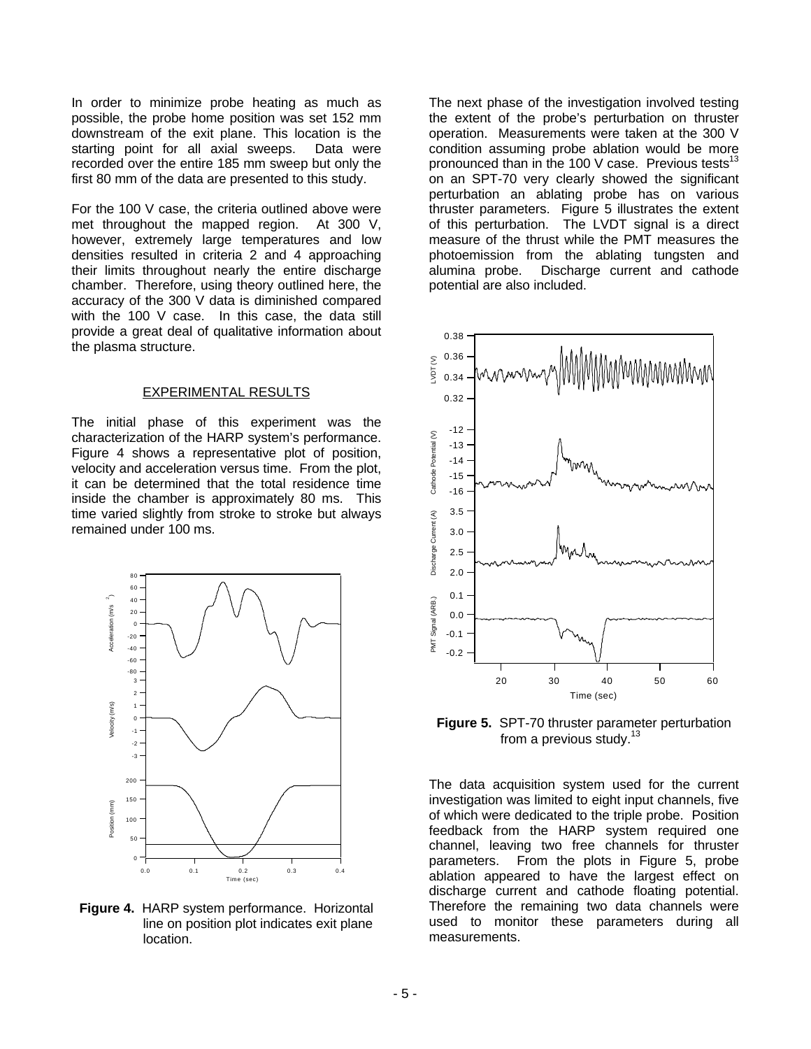In order to minimize probe heating as much as possible, the probe home position was set 152 mm downstream of the exit plane. This location is the starting point for all axial sweeps. Data were recorded over the entire 185 mm sweep but only the first 80 mm of the data are presented to this study.

For the 100 V case, the criteria outlined above were met throughout the mapped region. At 300 V, however, extremely large temperatures and low densities resulted in criteria 2 and 4 approaching their limits throughout nearly the entire discharge chamber. Therefore, using theory outlined here, the accuracy of the 300 V data is diminished compared with the 100 V case. In this case, the data still provide a great deal of qualitative information about the plasma structure.

## EXPERIMENTAL RESULTS

The initial phase of this experiment was the characterization of the HARP system's performance. Figure 4 shows a representative plot of position, velocity and acceleration versus time. From the plot, it can be determined that the total residence time inside the chamber is approximately 80 ms. This time varied slightly from stroke to stroke but always remained under 100 ms.

**Figure 4.** HARP system performance. Horizontal line on position plot indicates exit plane location.

The next phase of the investigation involved testing the extent of the probe's perturbation on thruster operation. Measurements were taken at the 300 V condition assuming probe ablation would be more pronounced than in the 100 V case. Previous tests[13] on an SPT-70 very clearly showed the significant perturbation an ablating probe has on various thruster parameters. Figure 5 illustrates the extent of this perturbation. The LVDT signal is a direct measure of the thrust while the PMT measures the photoemission from the ablating tungsten and alumina probe. Discharge current and cathode potential are also included.

**Figure 5.** SPT-70 thruster parameter perturbation from a previous study.[13]

The data acquisition system used for the current investigation was limited to eight input channels, five of which were dedicated to the triple probe. Position feedback from the HARP system required one channel, leaving two free channels for thruster parameters. From the plots in Figure 5, probe ablation appeared to have the largest effect on discharge current and cathode floating potential. Therefore the remaining two data channels were used to monitor these parameters during all measurements.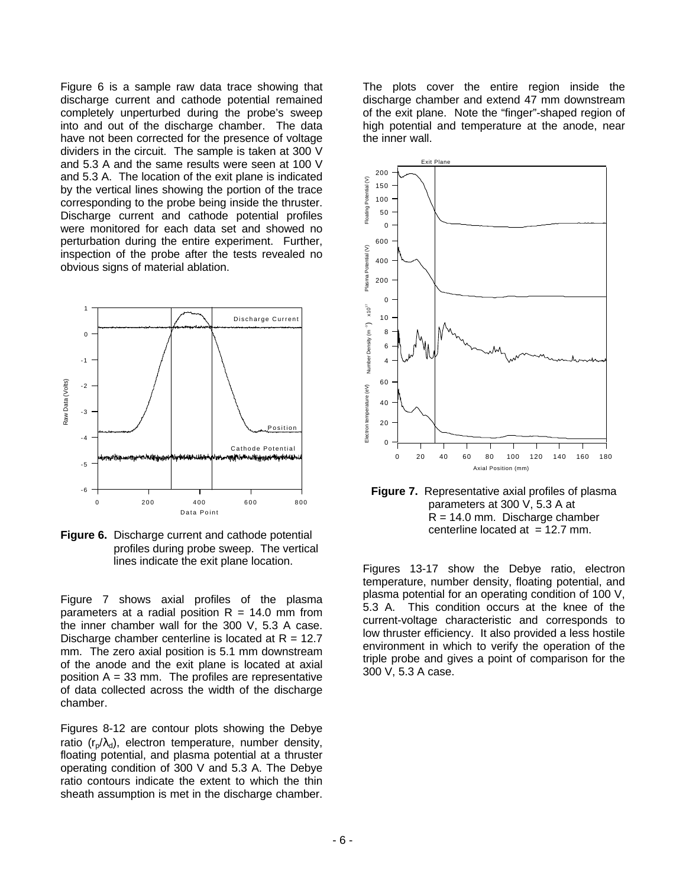Figure 6 is a sample raw data trace showing that discharge current and cathode potential remained completely unperturbed during the probe's sweep into and out of the discharge chamber. The data have not been corrected for the presence of voltage dividers in the circuit. The sample is taken at 300 V and 5.3 A and the same results were seen at 100 V and 5.3 A. The location of the exit plane is indicated by the vertical lines showing the portion of the trace corresponding to the probe being inside the thruster. Discharge current and cathode potential profiles were monitored for each data set and showed no perturbation during the entire experiment. Further, inspection of the probe after the tests revealed no obvious signs of material ablation.

**Figure 6.** Discharge current and cathode potential profiles during probe sweep. The vertical lines indicate the exit plane location.

Figure 7 shows axial profiles of the plasma parameters at a radial position R = 14.0 mm from the inner chamber wall for the 300 V, 5.3 A case. Discharge chamber centerline is located at R = 12.7 mm. The zero axial position is 5.1 mm downstream of the anode and the exit plane is located at axial position A = 33 mm. The profiles are representative of data collected across the width of the discharge chamber.

Figures 8-12 are contour plots showing the Debye ratio ($r_p/\lambda_d$), electron temperature, number density, floating potential, and plasma potential at a thruster operating condition of 300 V and 5.3 A. The Debye ratio contours indicate the extent to which the thin sheath assumption is met in the discharge chamber. The plots cover the entire region inside the discharge chamber and extend 47 mm downstream of the exit plane. Note the "finger"-shaped region of high potential and temperature at the anode, near the inner wall.

**Figure 7.** Representative axial profiles of plasma parameters at 300 V, 5.3 A at R = 14.0 mm. Discharge chamber centerline located at = 12.7 mm.

Figures 13-17 show the Debye ratio, electron temperature, number density, floating potential, and plasma potential for an operating condition of 100 V, 5.3 A. This condition occurs at the knee of the current-voltage characteristic and corresponds to low thruster efficiency. It also provided a less hostile environment in which to verify the operation of the triple probe and gives a point of comparison for the 300 V, 5.3 A case.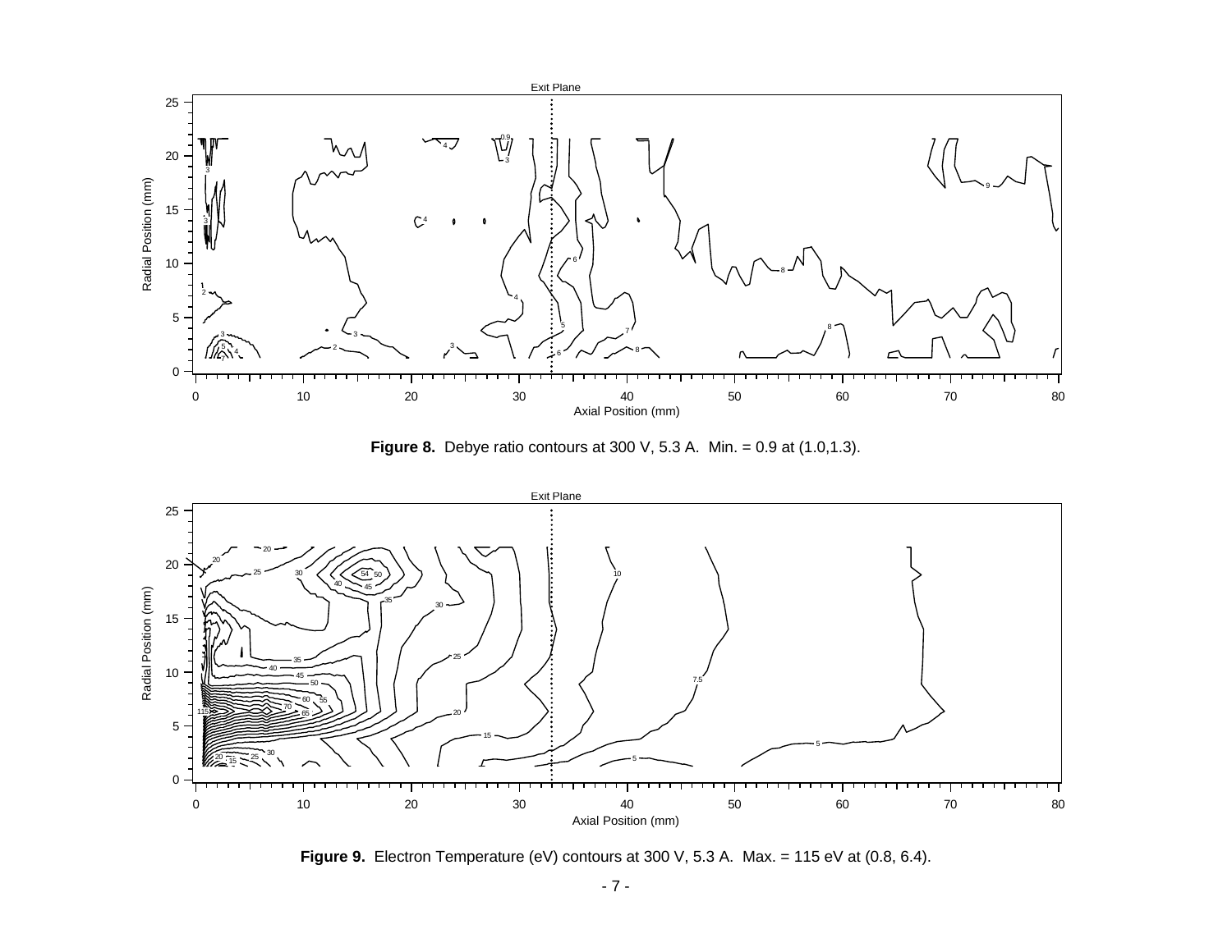**Figure 8.** Debye ratio contours at 300 V, 5.3 A. Min. = 0.9 at (1.0,1.3).

**Figure 9.** Electron Temperature (eV) contours at 300 V, 5.3 A. Max. = 115 eV at (0.8, 6.4).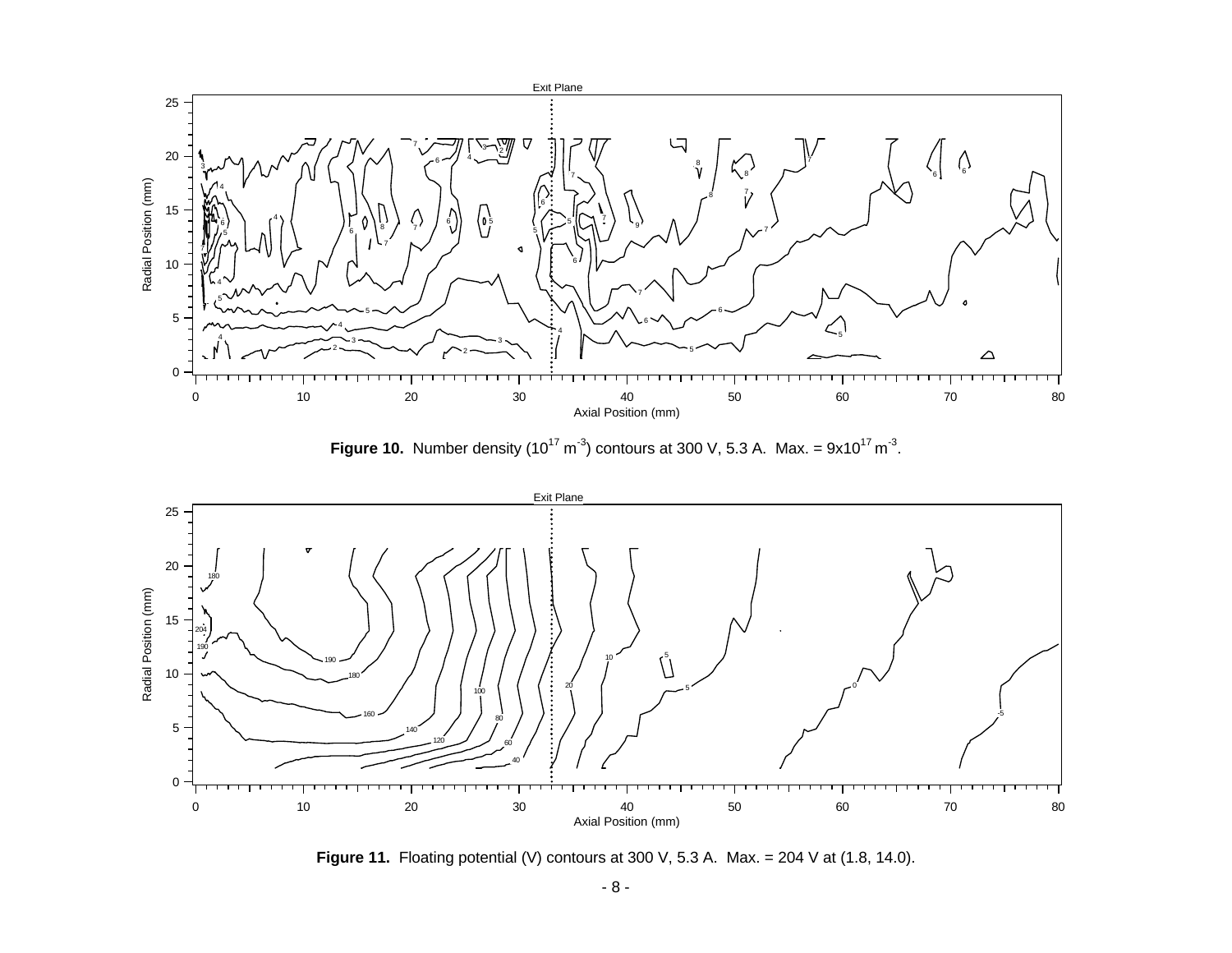**Figure 10.** Number density ($10^{17}$ $m^{-3}$) contours at 300 V, 5.3 A. Max. = $9 \times 10^{17}$ $m^{-3}$.

**Figure 11.** Floating potential (V) contours at 300 V, 5.3 A. Max. = 204 V at (1.8, 14.0).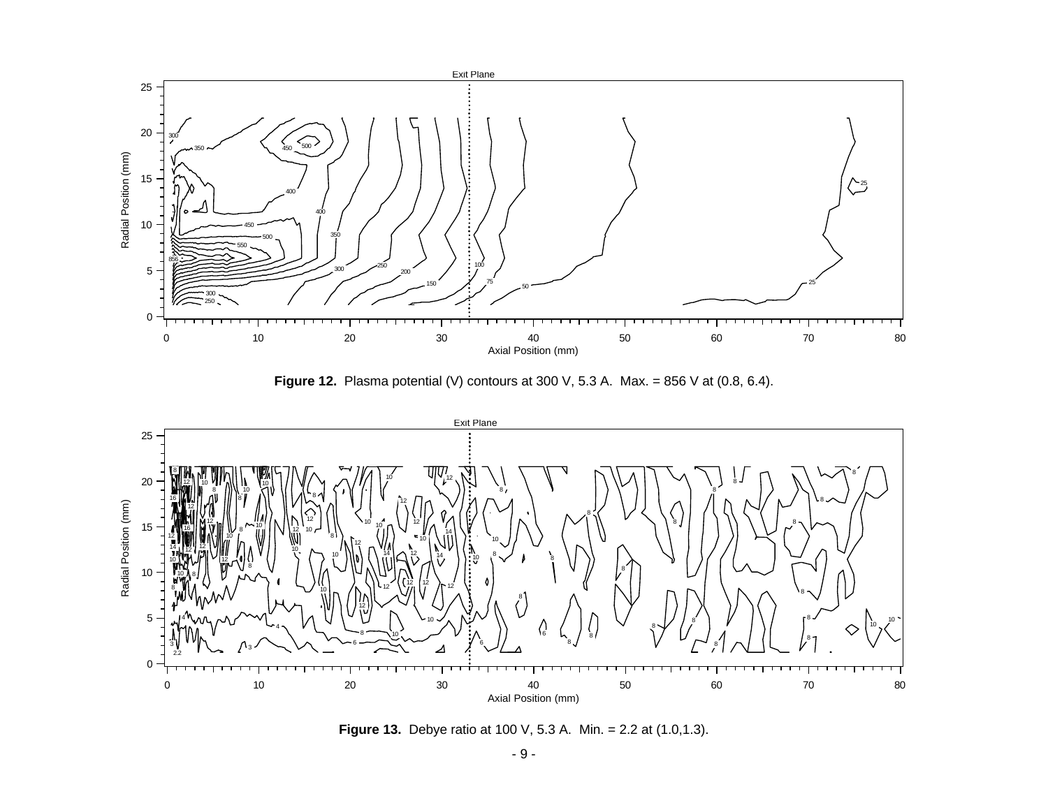**Figure 12.** Plasma potential (V) contours at 300 V, 5.3 A. Max. = 856 V at (0.8, 6.4).

**Figure 13.** Debye ratio at 100 V, 5.3 A. Min. = 2.2 at (1.0,1.3).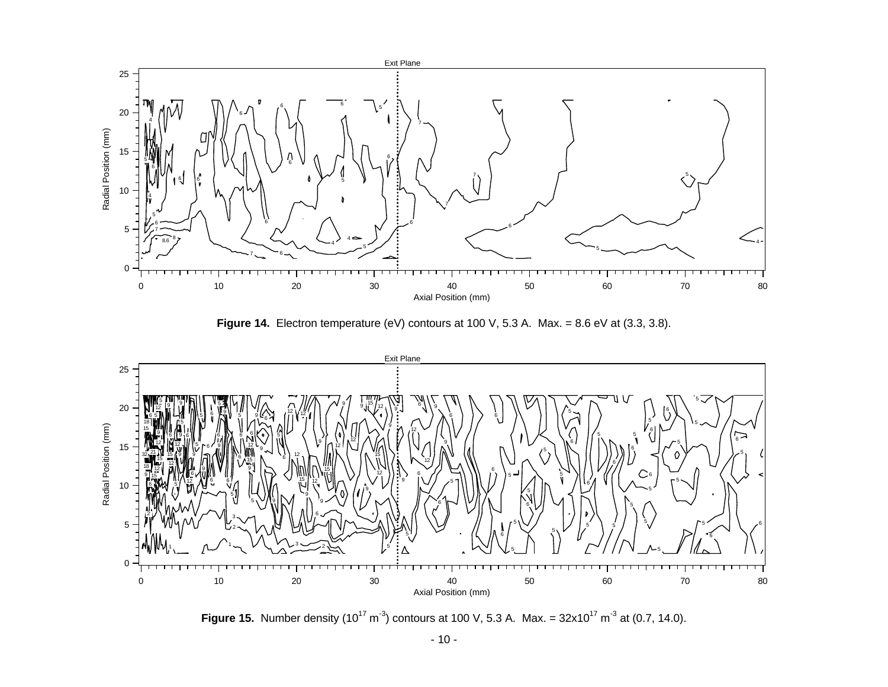**Figure 14.** Electron temperature (eV) contours at 100 V, 5.3 A. Max. = 8.6 eV at (3.3, 3.8).

**Figure 15.** Number density ($10^{17}$ $m^{-3}$) contours at 100 V, 5.3 A. Max. = $32 \times 10^{17}$ $m^{-3}$ at (0.7, 14.0).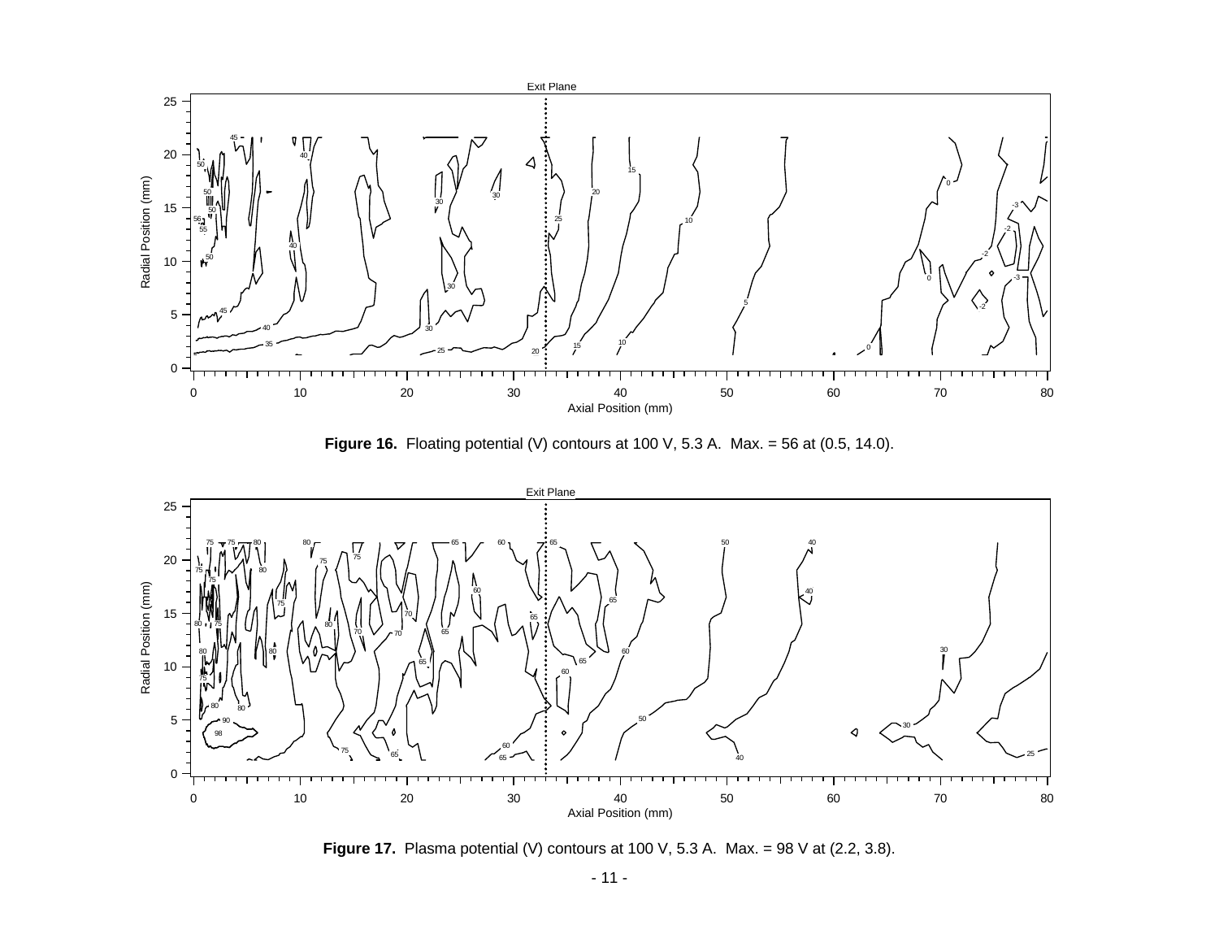**Figure 16.** Floating potential (V) contours at 100 V, 5.3 A. Max. = 56 at (0.5, 14.0).

**Figure 17.** Plasma potential (V) contours at 100 V, 5.3 A. Max. = 98 V at (2.2, 3.8).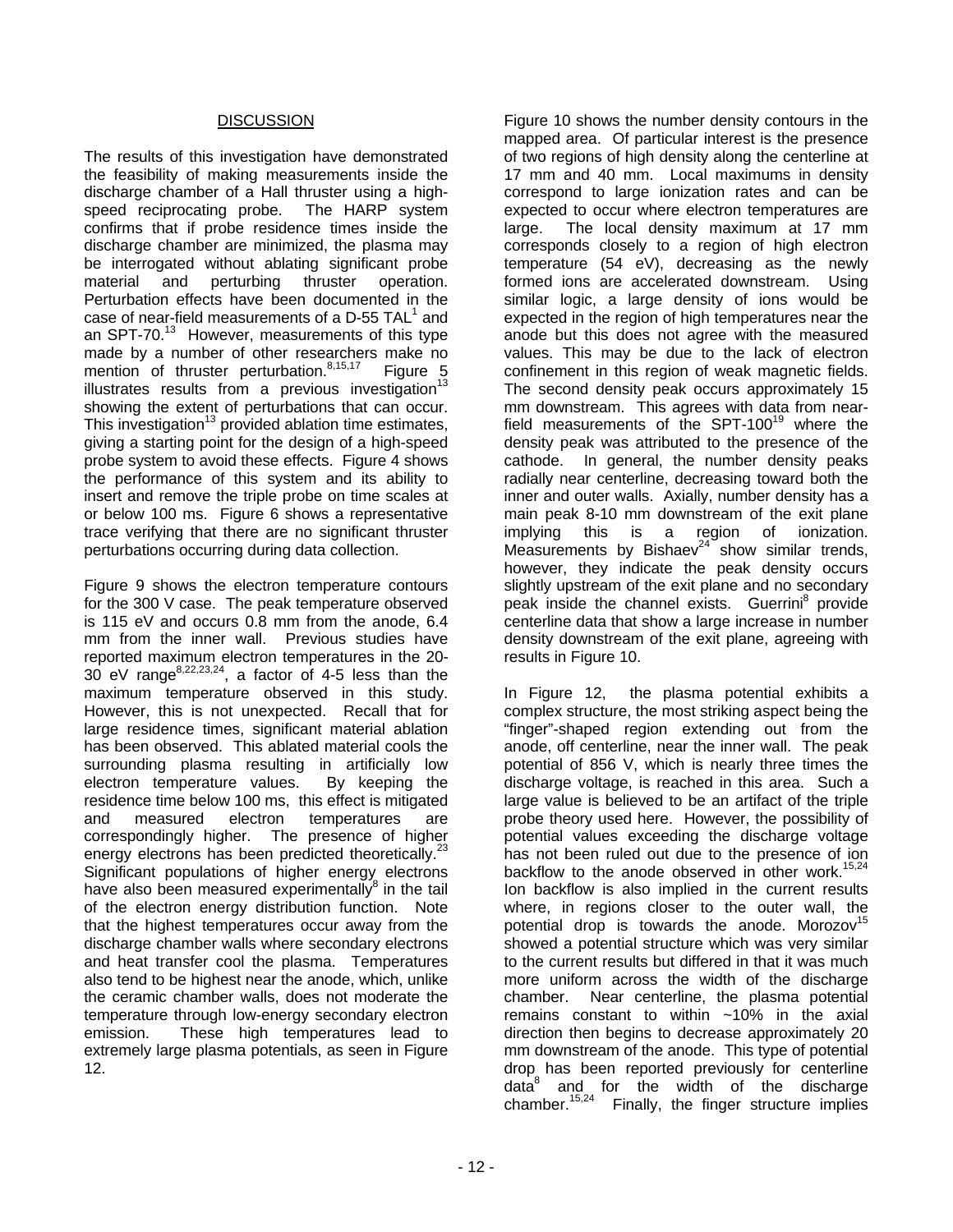## DISCUSSION

The results of this investigation have demonstrated the feasibility of making measurements inside the discharge chamber of a Hall thruster using a high-speed reciprocating probe. The HARP system confirms that if probe residence times inside the discharge chamber are minimized, the plasma may be interrogated without ablating significant probe material and perturbing thruster operation. Perturbation effects have been documented in the case of near-field measurements of a D-55 TAL[1] and an SPT-70.[13] However, measurements of this type made by a number of other researchers make no mention of thruster perturbation.[8,15,17] Figure 5 illustrates results from a previous investigation[13] showing the extent of perturbations that can occur. This investigation[13] provided ablation time estimates, giving a starting point for the design of a high-speed probe system to avoid these effects. Figure 4 shows the performance of this system and its ability to insert and remove the triple probe on time scales at or below 100 ms. Figure 6 shows a representative trace verifying that there are no significant thruster perturbations occurring during data collection.

Figure 9 shows the electron temperature contours for the 300 V case. The peak temperature observed is 115 eV and occurs 0.8 mm from the anode, 6.4 mm from the inner wall. Previous studies have reported maximum electron temperatures in the 20-30 eV range[8,22,23,24], a factor of 4-5 less than the maximum temperature observed in this study. However, this is not unexpected. Recall that for large residence times, significant material ablation has been observed. This ablated material cools the surrounding plasma resulting in artificially low electron temperature values. By keeping the residence time below 100 ms, this effect is mitigated and measured electron temperatures are correspondingly higher. The presence of higher energy electrons has been predicted theoretically.[23] Significant populations of higher energy electrons have also been measured experimentally[8] in the tail of the electron energy distribution function. Note that the highest temperatures occur away from the discharge chamber walls where secondary electrons and heat transfer cool the plasma. Temperatures also tend to be highest near the anode, which, unlike the ceramic chamber walls, does not moderate the temperature through low-energy secondary electron emission. These high temperatures lead to extremely large plasma potentials, as seen in Figure 12.

Figure 10 shows the number density contours in the mapped area. Of particular interest is the presence of two regions of high density along the centerline at 17 mm and 40 mm. Local maximums in density correspond to large ionization rates and can be expected to occur where electron temperatures are large. The local density maximum at 17 mm corresponds closely to a region of high electron temperature (54 eV), decreasing as the newly formed ions are accelerated downstream. Using similar logic, a large density of ions would be expected in the region of high temperatures near the anode but this does not agree with the measured values. This may be due to the lack of electron confinement in this region of weak magnetic fields. The second density peak occurs approximately 15 mm downstream. This agrees with data from near-field measurements of the SPT-100[19] where the density peak was attributed to the presence of the cathode. In general, the number density peaks radially near centerline, decreasing toward both the inner and outer walls. Axially, number density has a main peak 8-10 mm downstream of the exit plane implying this is a region of ionization. Measurements by Bishaev[24] show similar trends, however, they indicate the peak density occurs slightly upstream of the exit plane and no secondary peak inside the channel exists. Guerrini[8] provide centerline data that show a large increase in number density downstream of the exit plane, agreeing with results in Figure 10.

In Figure 12, the plasma potential exhibits a complex structure, the most striking aspect being the "finger"-shaped region extending out from the anode, off centerline, near the inner wall. The peak potential of 856 V, which is nearly three times the discharge voltage, is reached in this area. Such a large value is believed to be an artifact of the triple probe theory used here. However, the possibility of potential values exceeding the discharge voltage has not been ruled out due to the presence of ion backflow to the anode observed in other work.[15,24] Ion backflow is also implied in the current results where, in regions closer to the outer wall, the potential drop is towards the anode. Morozov[15] showed a potential structure which was very similar to the current results but differed in that it was much more uniform across the width of the discharge chamber. Near centerline, the plasma potential remains constant to within ~10% in the axial direction then begins to decrease approximately 20 mm downstream of the anode. This type of potential drop has been reported previously for centerline data[8] and for the width of the discharge chamber.[15,24] Finally, the finger structure implies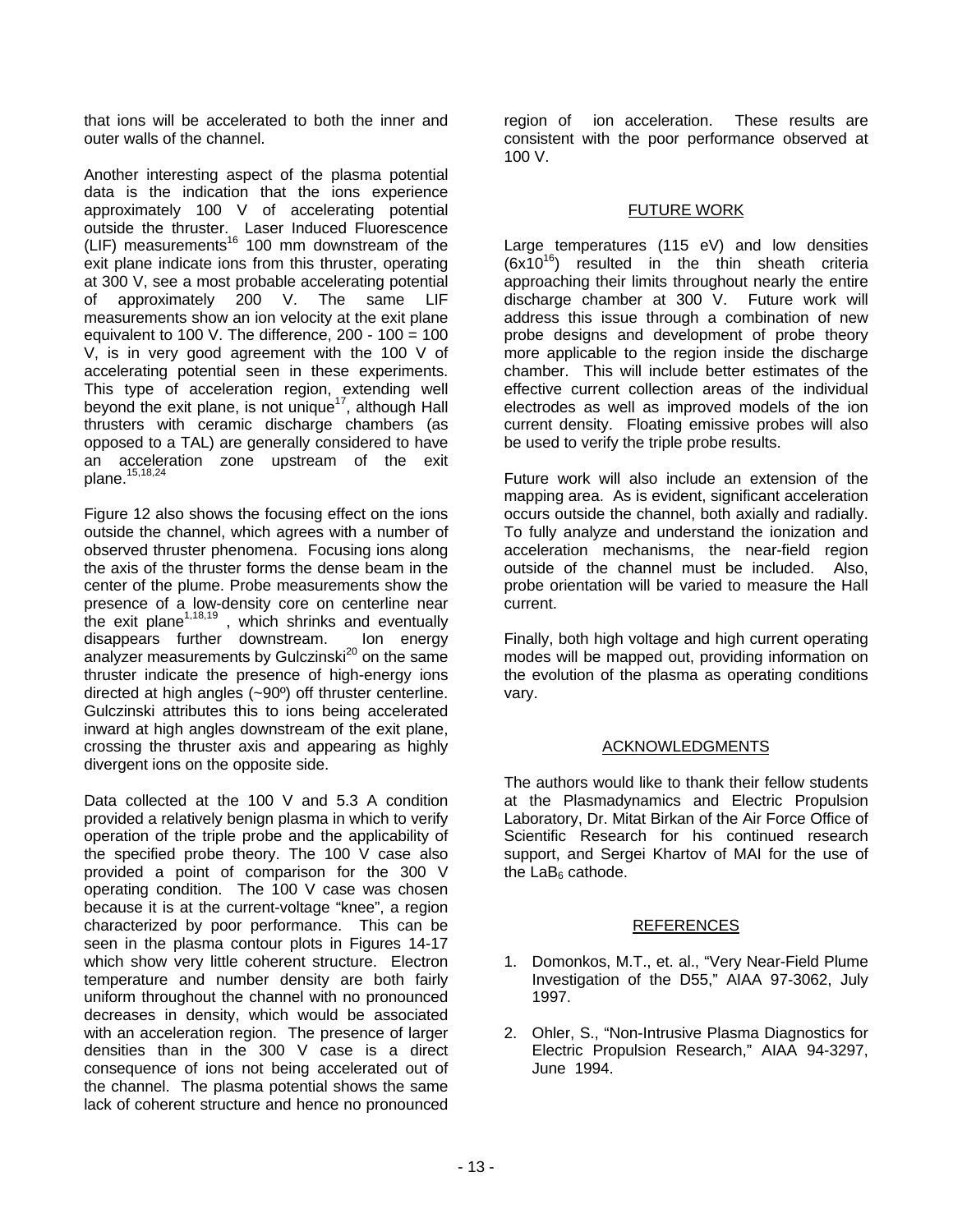that ions will be accelerated to both the inner and outer walls of the channel.

Another interesting aspect of the plasma potential data is the indication that the ions experience approximately 100 V of accelerating potential outside the thruster. Laser Induced Fluorescence (LIF) measurements[16] 100 mm downstream of the exit plane indicate ions from this thruster, operating at 300 V, see a most probable accelerating potential of approximately 200 V. The same LIF measurements show an ion velocity at the exit plane equivalent to 100 V. The difference, 200 - 100 = 100 V, is in very good agreement with the 100 V of accelerating potential seen in these experiments. This type of acceleration region, extending well beyond the exit plane, is not unique[17], although Hall thrusters with ceramic discharge chambers (as opposed to a TAL) are generally considered to have an acceleration zone upstream of the exit plane.[15,18,24]

Figure 12 also shows the focusing effect on the ions outside the channel, which agrees with a number of observed thruster phenomena. Focusing ions along the axis of the thruster forms the dense beam in the center of the plume. Probe measurements show the presence of a low-density core on centerline near the exit plane[1,18,19], which shrinks and eventually disappears further downstream. Ion energy analyzer measurements by Gulczinski[20] on the same thruster indicate the presence of high-energy ions directed at high angles (~90º) off thruster centerline. Gulczinski attributes this to ions being accelerated inward at high angles downstream of the exit plane, crossing the thruster axis and appearing as highly divergent ions on the opposite side.

Data collected at the 100 V and 5.3 A condition provided a relatively benign plasma in which to verify operation of the triple probe and the applicability of the specified probe theory. The 100 V case also provided a point of comparison for the 300 V operating condition. The 100 V case was chosen because it is at the current-voltage "knee", a region characterized by poor performance. This can be seen in the plasma contour plots in Figures 14-17 which show very little coherent structure. Electron temperature and number density are both fairly uniform throughout the channel with no pronounced decreases in density, which would be associated with an acceleration region. The presence of larger densities than in the 300 V case is a direct consequence of ions not being accelerated out of the channel. The plasma potential shows the same lack of coherent structure and hence no pronounced region of ion acceleration. These results are consistent with the poor performance observed at 100 V.

## FUTURE WORK

Large temperatures (115 eV) and low densities ($6x10^{16}$) resulted in the thin sheath criteria approaching their limits throughout nearly the entire discharge chamber at 300 V. Future work will address this issue through a combination of new probe designs and development of probe theory more applicable to the region inside the discharge chamber. This will include better estimates of the effective current collection areas of the individual electrodes as well as improved models of the ion current density. Floating emissive probes will also be used to verify the triple probe results.

Future work will also include an extension of the mapping area. As is evident, significant acceleration occurs outside the channel, both axially and radially. To fully analyze and understand the ionization and acceleration mechanisms, the near-field region outside of the channel must be included. Also, probe orientation will be varied to measure the Hall current.

Finally, both high voltage and high current operating modes will be mapped out, providing information on the evolution of the plasma as operating conditions vary.

## ACKNOWLEDGMENTS

The authors would like to thank their fellow students at the Plasmadynamics and Electric Propulsion Laboratory, Dr. Mitat Birkan of the Air Force Office of Scientific Research for his continued research support, and Sergei Khartov of MAI for the use of the $LaB_6$ cathode.

## REFERENCES

1. Domonkos, M.T., et. al., "Very Near-Field Plume Investigation of the D55," AIAA 97-3062, July 1997.

2. Ohler, S., "Non-Intrusive Plasma Diagnostics for Electric Propulsion Research," AIAA 94-3297, June 1994.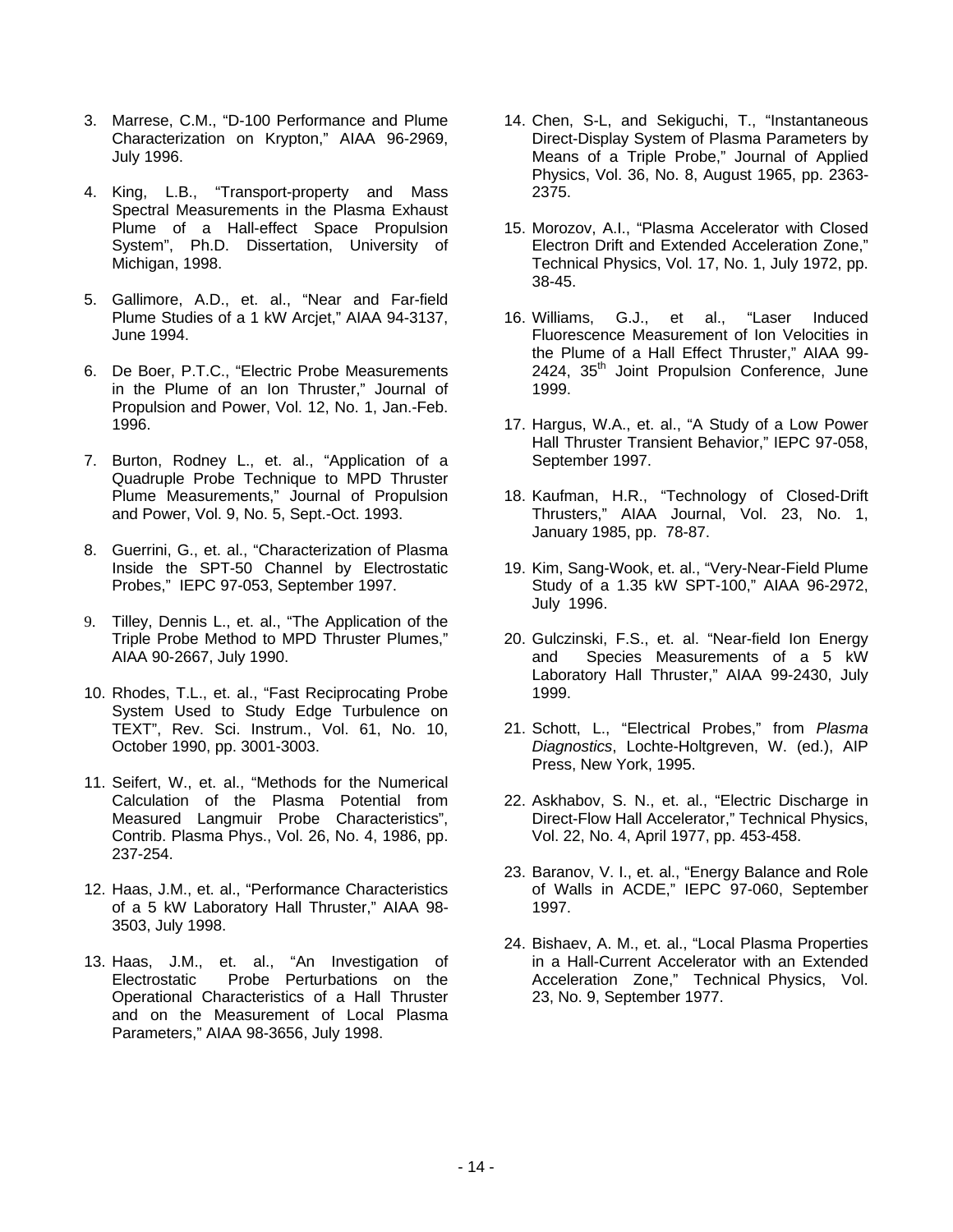3. Marrese, C.M., "D-100 Performance and Plume Characterization on Krypton," AIAA 96-2969, July 1996.

4. King, L.B., "Transport-property and Mass Spectral Measurements in the Plasma Exhaust Plume of a Hall-effect Space Propulsion System", Ph.D. Dissertation, University of Michigan, 1998.

5. Gallimore, A.D., et. al., "Near and Far-field Plume Studies of a 1 kW Arcjet," AIAA 94-3137, June 1994.

6. De Boer, P.T.C., "Electric Probe Measurements in the Plume of an Ion Thruster," Journal of Propulsion and Power, Vol. 12, No. 1, Jan.-Feb. 1996.

7. Burton, Rodney L., et. al., "Application of a Quadruple Probe Technique to MPD Thruster Plume Measurements," Journal of Propulsion and Power, Vol. 9, No. 5, Sept.-Oct. 1993.

8. Guerrini, G., et. al., "Characterization of Plasma Inside the SPT-50 Channel by Electrostatic Probes," IEPC 97-053, September 1997.

9. Tilley, Dennis L., et. al., "The Application of the Triple Probe Method to MPD Thruster Plumes," AIAA 90-2667, July 1990.

10. Rhodes, T.L., et. al., "Fast Reciprocating Probe System Used to Study Edge Turbulence on TEXT", Rev. Sci. Instrum., Vol. 61, No. 10, October 1990, pp. 3001-3003.

11. Seifert, W., et. al., "Methods for the Numerical Calculation of the Plasma Potential from Measured Langmuir Probe Characteristics", Contrib. Plasma Phys., Vol. 26, No. 4, 1986, pp. 237-254.

12. Haas, J.M., et. al., "Performance Characteristics of a 5 kW Laboratory Hall Thruster," AIAA 98-3503, July 1998.

13. Haas, J.M., et. al., "An Investigation of Electrostatic Probe Perturbations on the Operational Characteristics of a Hall Thruster and on the Measurement of Local Plasma Parameters," AIAA 98-3656, July 1998.

14. Chen, S-L, and Sekiguchi, T., "Instantaneous Direct-Display System of Plasma Parameters by Means of a Triple Probe," Journal of Applied Physics, Vol. 36, No. 8, August 1965, pp. 2363-2375.

15. Morozov, A.I., "Plasma Accelerator with Closed Electron Drift and Extended Acceleration Zone," Technical Physics, Vol. 17, No. 1, July 1972, pp. 38-45.

16. Williams, G.J., et al., "Laser Induced Fluorescence Measurement of Ion Velocities in the Plume of a Hall Effect Thruster," AIAA 99-2424, 35th Joint Propulsion Conference, June 1999.

17. Hargus, W.A., et. al., "A Study of a Low Power Hall Thruster Transient Behavior," IEPC 97-058, September 1997.

18. Kaufman, H.R., "Technology of Closed-Drift Thrusters," AIAA Journal, Vol. 23, No. 1, January 1985, pp. 78-87.

19. Kim, Sang-Wook, et. al., "Very-Near-Field Plume Study of a 1.35 kW SPT-100," AIAA 96-2972, July 1996.

20. Gulczinski, F.S., et. al. "Near-field Ion Energy and Species Measurements of a 5 kW Laboratory Hall Thruster," AIAA 99-2430, July 1999.

21. Schott, L., "Electrical Probes," from *Plasma Diagnostics*, Lochte-Holtgreven, W. (ed.), AIP Press, New York, 1995.

22. Askhabov, S. N., et. al., "Electric Discharge in Direct-Flow Hall Accelerator," Technical Physics, Vol. 22, No. 4, April 1977, pp. 453-458.

23. Baranov, V. I., et. al., "Energy Balance and Role of Walls in ACDE," IEPC 97-060, September 1997.

24. Bishaev, A. M., et. al., "Local Plasma Properties in a Hall-Current Accelerator with an Extended Acceleration Zone," Technical Physics, Vol. 23, No. 9, September 1977.